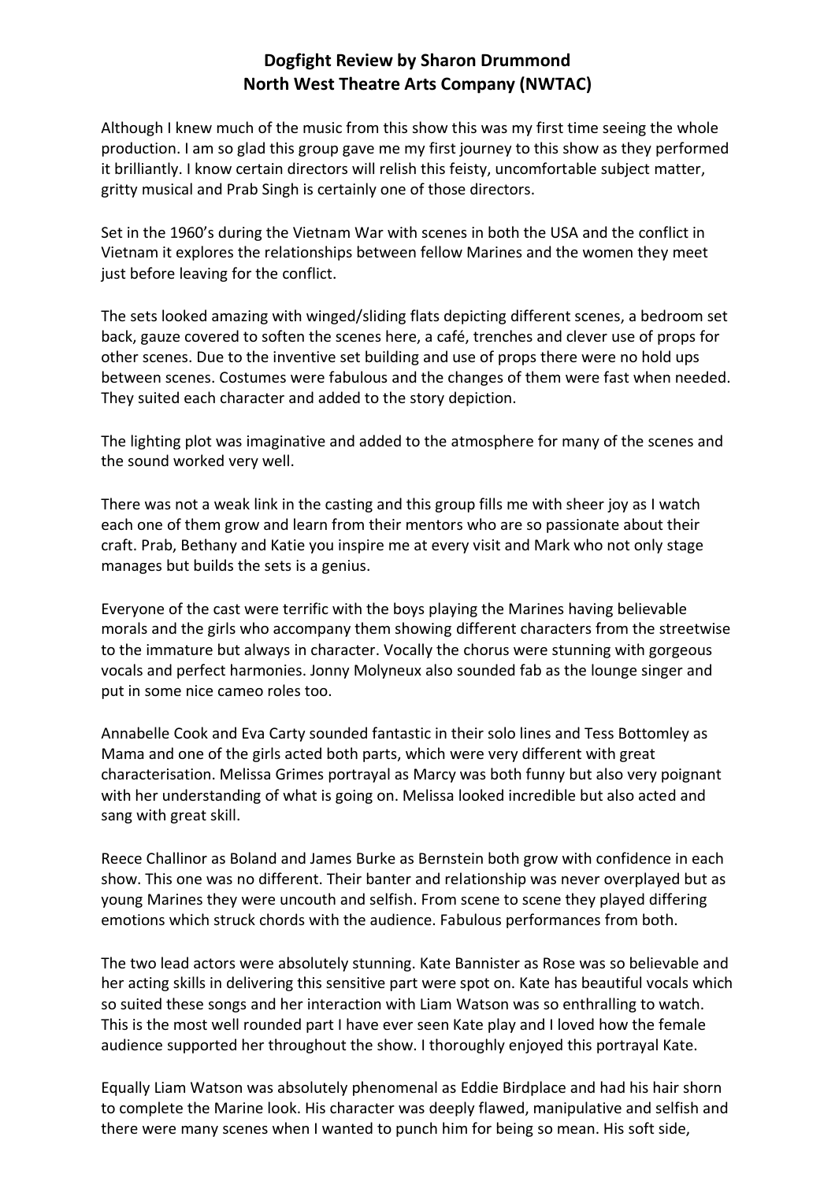# Dogfight Review by Sharon Drummond
# North West Theatre Arts Company (NWTAC)

Although I knew much of the music from this show this was my first time seeing the whole production. I am so glad this group gave me my first journey to this show as they performed it brilliantly. I know certain directors will relish this feisty, uncomfortable subject matter, gritty musical and Prab Singh is certainly one of those directors.

Set in the 1960's during the Vietnam War with scenes in both the USA and the conflict in Vietnam it explores the relationships between fellow Marines and the women they meet just before leaving for the conflict.

The sets looked amazing with winged/sliding flats depicting different scenes, a bedroom set back, gauze covered to soften the scenes here, a café, trenches and clever use of props for other scenes. Due to the inventive set building and use of props there were no hold ups between scenes. Costumes were fabulous and the changes of them were fast when needed. They suited each character and added to the story depiction.

The lighting plot was imaginative and added to the atmosphere for many of the scenes and the sound worked very well.

There was not a weak link in the casting and this group fills me with sheer joy as I watch each one of them grow and learn from their mentors who are so passionate about their craft. Prab, Bethany and Katie you inspire me at every visit and Mark who not only stage manages but builds the sets is a genius.

Everyone of the cast were terrific with the boys playing the Marines having believable morals and the girls who accompany them showing different characters from the streetwise to the immature but always in character. Vocally the chorus were stunning with gorgeous vocals and perfect harmonies. Jonny Molyneux also sounded fab as the lounge singer and put in some nice cameo roles too.

Annabelle Cook and Eva Carty sounded fantastic in their solo lines and Tess Bottomley as Mama and one of the girls acted both parts, which were very different with great characterisation. Melissa Grimes portrayal as Marcy was both funny but also very poignant with her understanding of what is going on. Melissa looked incredible but also acted and sang with great skill.

Reece Challinor as Boland and James Burke as Bernstein both grow with confidence in each show. This one was no different. Their banter and relationship was never overplayed but as young Marines they were uncouth and selfish. From scene to scene they played differing emotions which struck chords with the audience. Fabulous performances from both.

The two lead actors were absolutely stunning. Kate Bannister as Rose was so believable and her acting skills in delivering this sensitive part were spot on. Kate has beautiful vocals which so suited these songs and her interaction with Liam Watson was so enthralling to watch. This is the most well rounded part I have ever seen Kate play and I loved how the female audience supported her throughout the show. I thoroughly enjoyed this portrayal Kate.

Equally Liam Watson was absolutely phenomenal as Eddie Birdplace and had his hair shorn to complete the Marine look. His character was deeply flawed, manipulative and selfish and there were many scenes when I wanted to punch him for being so mean. His soft side,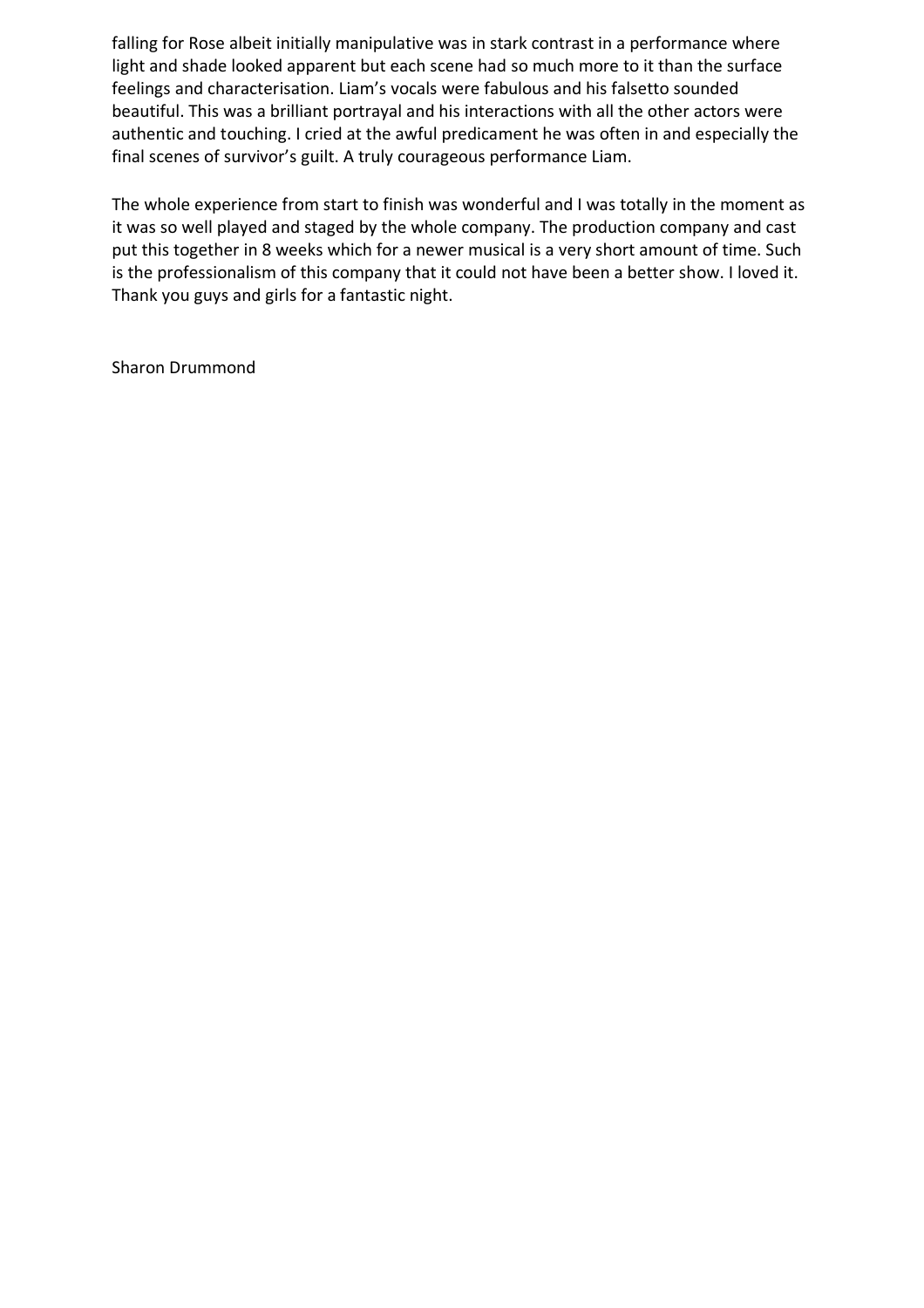falling for Rose albeit initially manipulative was in stark contrast in a performance where light and shade looked apparent but each scene had so much more to it than the surface feelings and characterisation. Liam's vocals were fabulous and his falsetto sounded beautiful. This was a brilliant portrayal and his interactions with all the other actors were authentic and touching. I cried at the awful predicament he was often in and especially the final scenes of survivor's guilt. A truly courageous performance Liam.

The whole experience from start to finish was wonderful and I was totally in the moment as it was so well played and staged by the whole company. The production company and cast put this together in 8 weeks which for a newer musical is a very short amount of time. Such is the professionalism of this company that it could not have been a better show. I loved it. Thank you guys and girls for a fantastic night.

Sharon Drummond